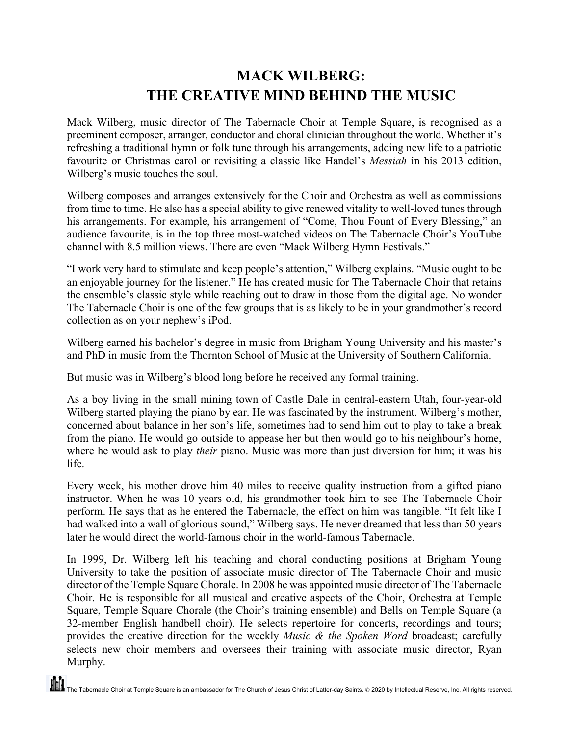# MACK WILBERG:
# THE CREATIVE MIND BEHIND THE MUSIC

Mack Wilberg, music director of The Tabernacle Choir at Temple Square, is recognised as a preeminent composer, arranger, conductor and choral clinician throughout the world. Whether it's refreshing a traditional hymn or folk tune through his arrangements, adding new life to a patriotic favourite or Christmas carol or revisiting a classic like Handel's *Messiah* in his 2013 edition, Wilberg's music touches the soul.

Wilberg composes and arranges extensively for the Choir and Orchestra as well as commissions from time to time. He also has a special ability to give renewed vitality to well-loved tunes through his arrangements. For example, his arrangement of "Come, Thou Fount of Every Blessing," an audience favourite, is in the top three most-watched videos on The Tabernacle Choir's YouTube channel with 8.5 million views. There are even "Mack Wilberg Hymn Festivals."

"I work very hard to stimulate and keep people's attention," Wilberg explains. "Music ought to be an enjoyable journey for the listener." He has created music for The Tabernacle Choir that retains the ensemble's classic style while reaching out to draw in those from the digital age. No wonder The Tabernacle Choir is one of the few groups that is as likely to be in your grandmother's record collection as on your nephew's iPod.

Wilberg earned his bachelor's degree in music from Brigham Young University and his master's and PhD in music from the Thornton School of Music at the University of Southern California.

But music was in Wilberg's blood long before he received any formal training.

As a boy living in the small mining town of Castle Dale in central-eastern Utah, four-year-old Wilberg started playing the piano by ear. He was fascinated by the instrument. Wilberg's mother, concerned about balance in her son's life, sometimes had to send him out to play to take a break from the piano. He would go outside to appease her but then would go to his neighbour's home, where he would ask to play *their* piano. Music was more than just diversion for him; it was his life.

Every week, his mother drove him 40 miles to receive quality instruction from a gifted piano instructor. When he was 10 years old, his grandmother took him to see The Tabernacle Choir perform. He says that as he entered the Tabernacle, the effect on him was tangible. "It felt like I had walked into a wall of glorious sound," Wilberg says. He never dreamed that less than 50 years later he would direct the world-famous choir in the world-famous Tabernacle.

In 1999, Dr. Wilberg left his teaching and choral conducting positions at Brigham Young University to take the position of associate music director of The Tabernacle Choir and music director of the Temple Square Chorale. In 2008 he was appointed music director of The Tabernacle Choir. He is responsible for all musical and creative aspects of the Choir, Orchestra at Temple Square, Temple Square Chorale (the Choir's training ensemble) and Bells on Temple Square (a 32-member English handbell choir). He selects repertoire for concerts, recordings and tours; provides the creative direction for the weekly *Music & the Spoken Word* broadcast; carefully selects new choir members and oversees their training with associate music director, Ryan Murphy.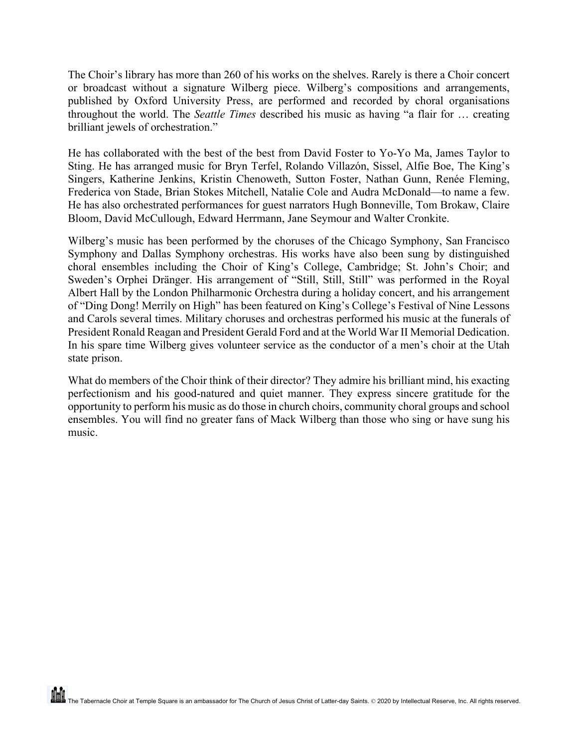The Choir's library has more than 260 of his works on the shelves. Rarely is there a Choir concert or broadcast without a signature Wilberg piece. Wilberg's compositions and arrangements, published by Oxford University Press, are performed and recorded by choral organisations throughout the world. The *Seattle Times* described his music as having "a flair for … creating brilliant jewels of orchestration."

He has collaborated with the best of the best from David Foster to Yo-Yo Ma, James Taylor to Sting. He has arranged music for Bryn Terfel, Rolando Villazón, Sissel, Alfie Boe, The King's Singers, Katherine Jenkins, Kristin Chenoweth, Sutton Foster, Nathan Gunn, Renée Fleming, Frederica von Stade, Brian Stokes Mitchell, Natalie Cole and Audra McDonald—to name a few. He has also orchestrated performances for guest narrators Hugh Bonneville, Tom Brokaw, Claire Bloom, David McCullough, Edward Herrmann, Jane Seymour and Walter Cronkite.

Wilberg's music has been performed by the choruses of the Chicago Symphony, San Francisco Symphony and Dallas Symphony orchestras. His works have also been sung by distinguished choral ensembles including the Choir of King's College, Cambridge; St. John's Choir; and Sweden's Orphei Dränger. His arrangement of "Still, Still, Still" was performed in the Royal Albert Hall by the London Philharmonic Orchestra during a holiday concert, and his arrangement of "Ding Dong! Merrily on High" has been featured on King's College's Festival of Nine Lessons and Carols several times. Military choruses and orchestras performed his music at the funerals of President Ronald Reagan and President Gerald Ford and at the World War II Memorial Dedication. In his spare time Wilberg gives volunteer service as the conductor of a men's choir at the Utah state prison.

What do members of the Choir think of their director? They admire his brilliant mind, his exacting perfectionism and his good-natured and quiet manner. They express sincere gratitude for the opportunity to perform his music as do those in church choirs, community choral groups and school ensembles. You will find no greater fans of Mack Wilberg than those who sing or have sung his music.